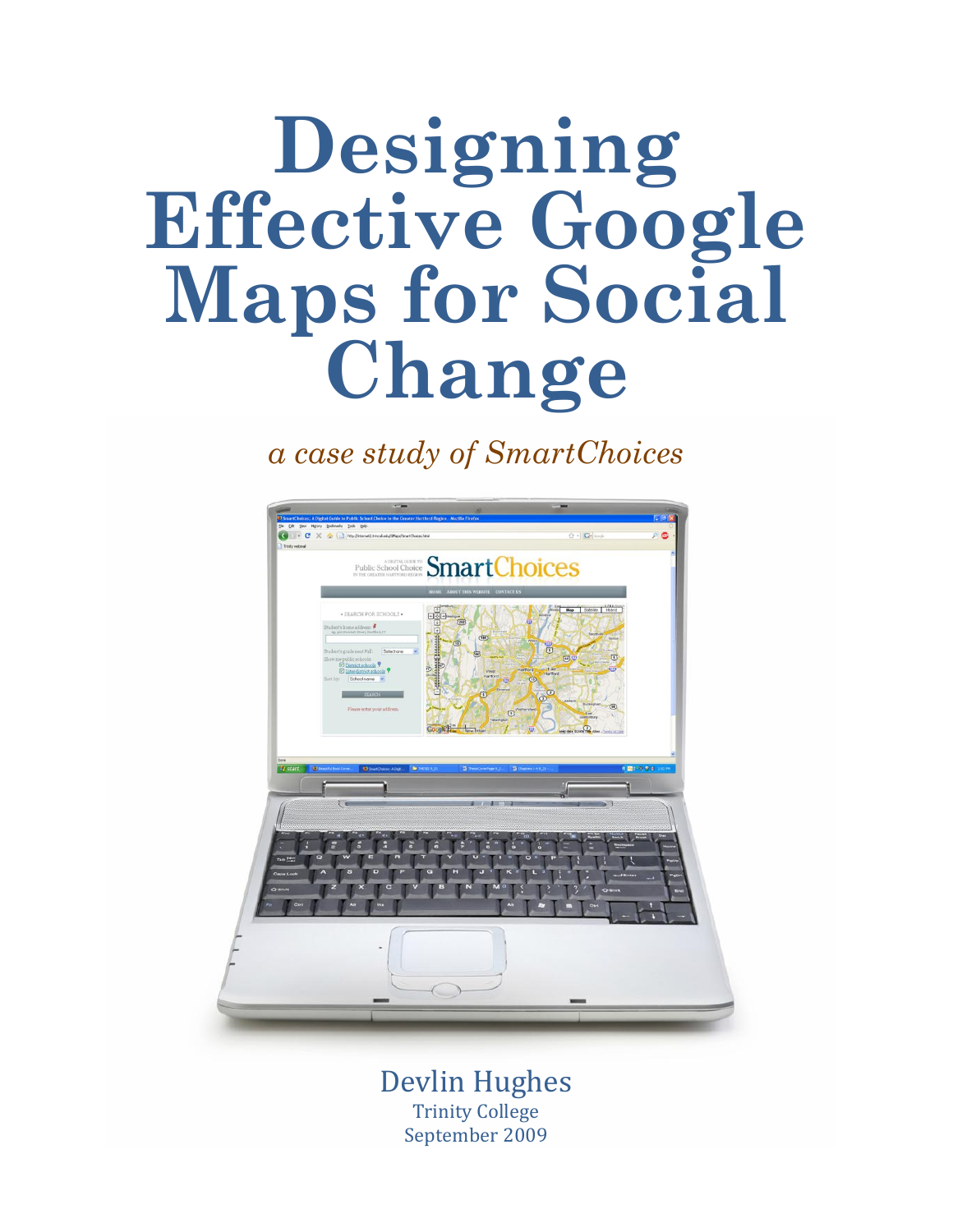# Designing Effective Google Maps for Social Change

*a case study of SmartChoices*

Devlin Hughes
Trinity College
September 2009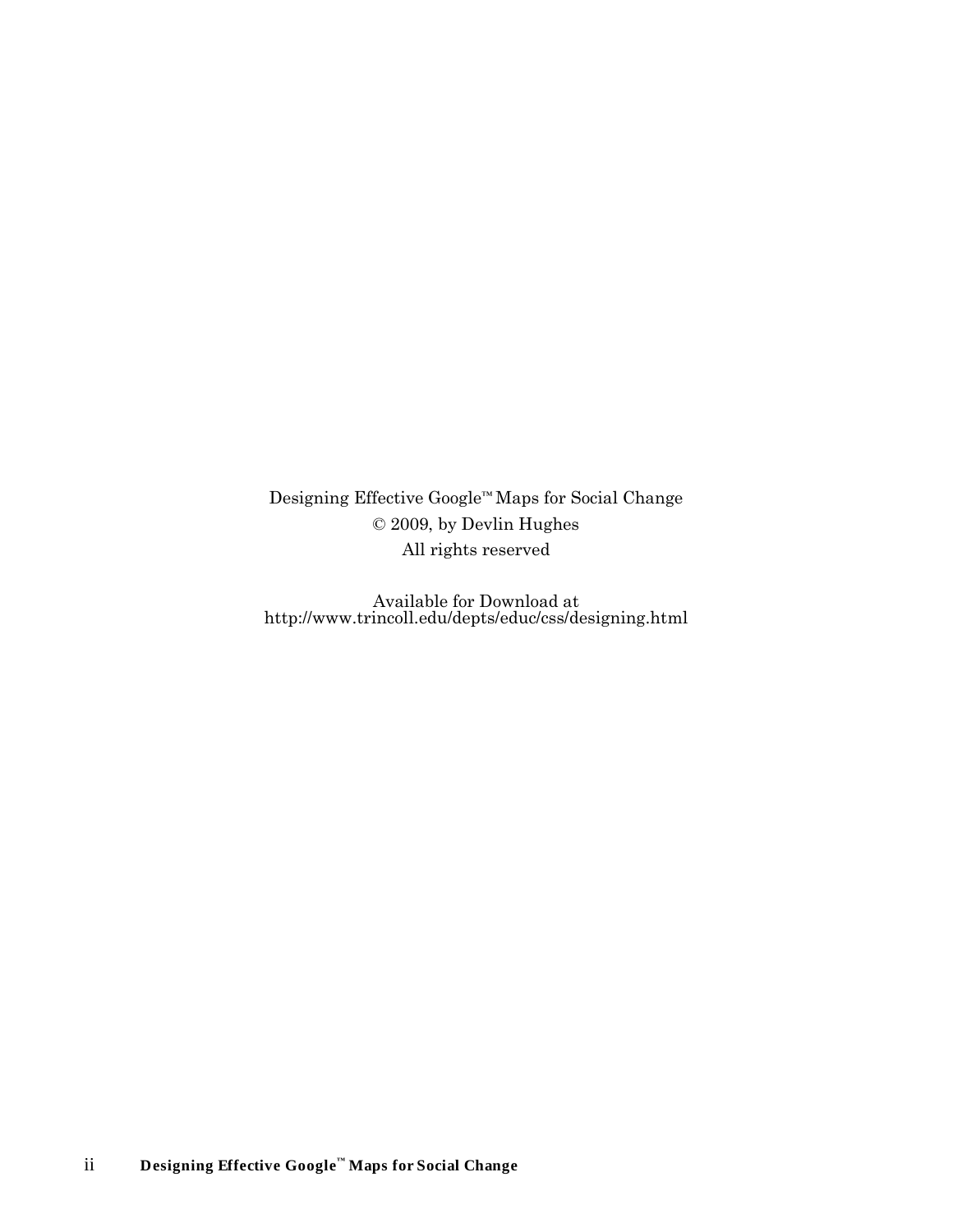Designing Effective Google™ Maps for Social Change
© 2009, by Devlin Hughes
All rights reserved

Available for Download at
http://www.trincoll.edu/depts/educ/css/designing.html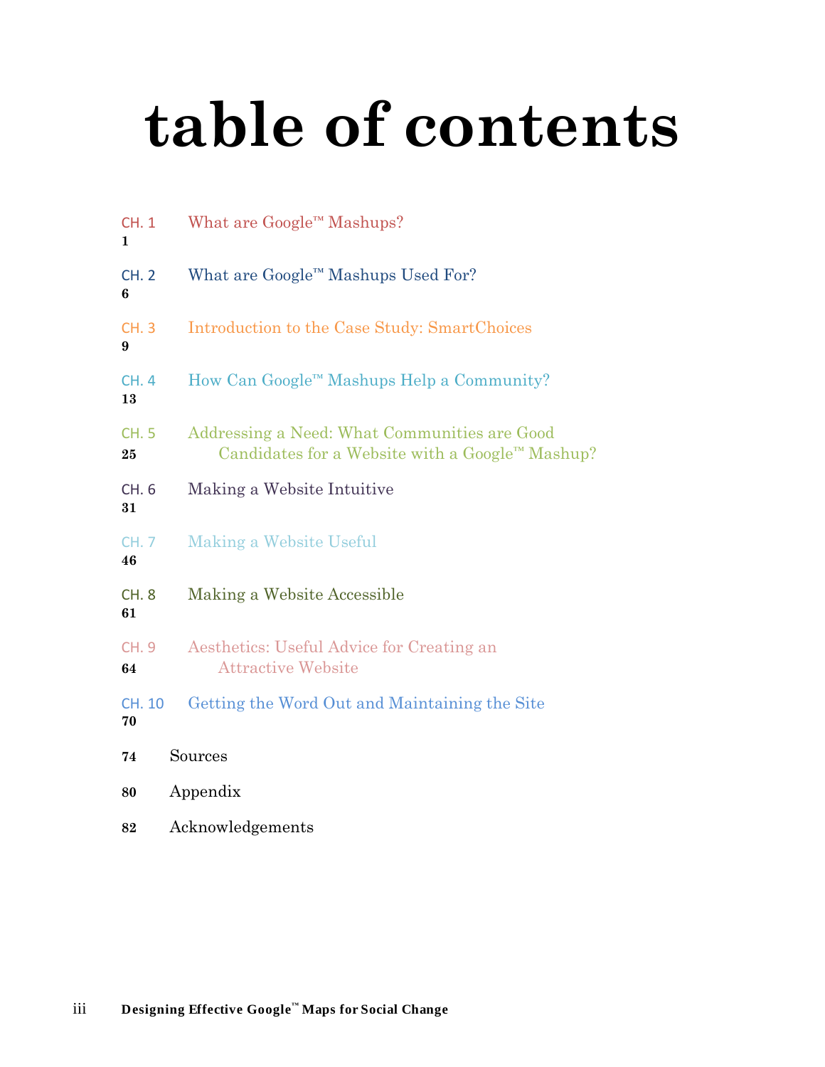# table of contents

CH. 1 What are Google™ Mashups?
1

CH. 2 What are Google™ Mashups Used For?
6

CH. 3 Introduction to the Case Study: SmartChoices
9

CH. 4 How Can Google™ Mashups Help a Community?
13

CH. 5 Addressing a Need: What Communities are Good Candidates for a Website with a Google™ Mashup?
25

CH. 6 Making a Website Intuitive
31

CH. 7 Making a Website Useful
46

CH. 8 Making a Website Accessible
61

CH. 9 Aesthetics: Useful Advice for Creating an Attractive Website
64

CH. 10 Getting the Word Out and Maintaining the Site
70

74 Sources

80 Appendix

82 Acknowledgements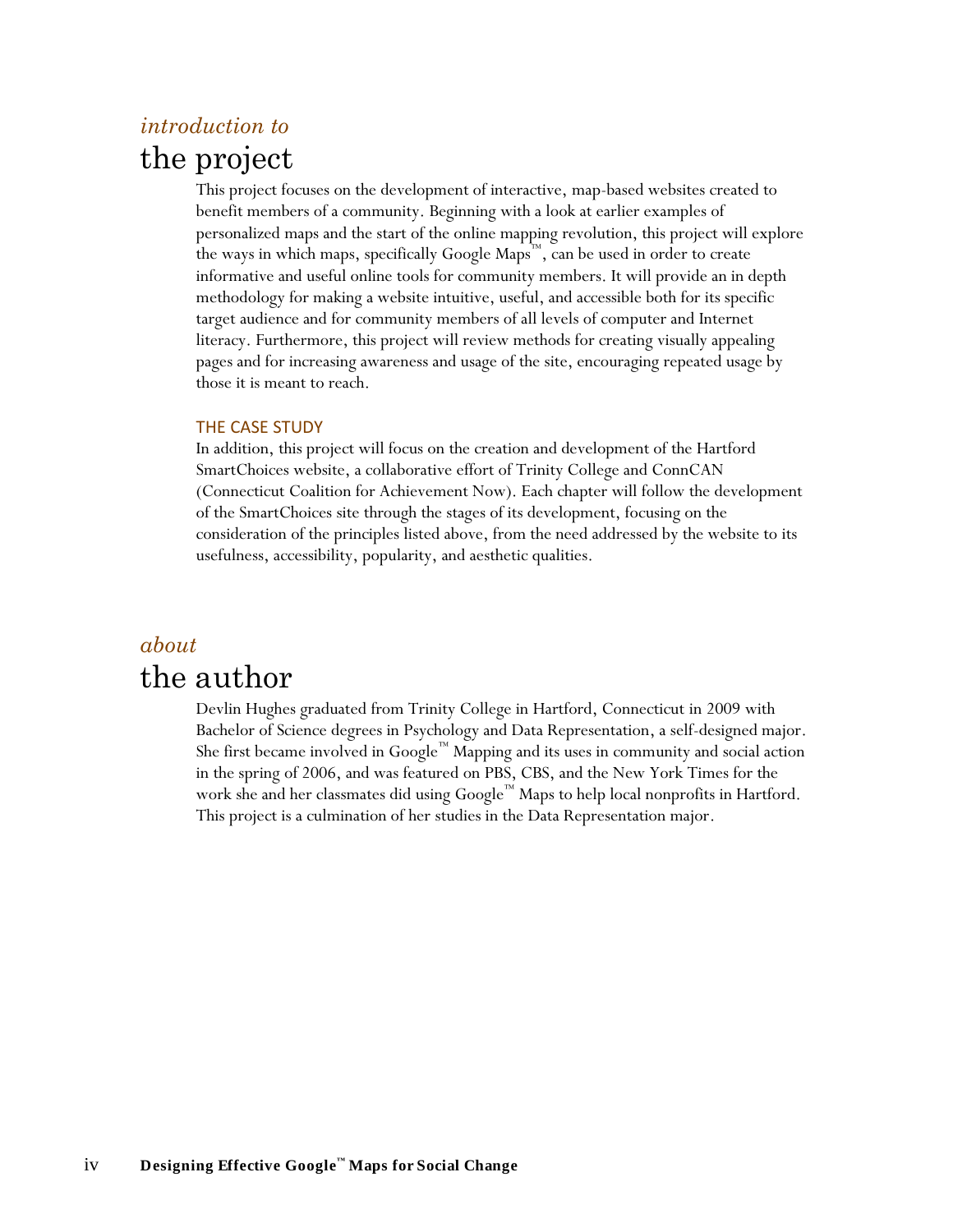## *introduction to*
# the project

This project focuses on the development of interactive, map-based websites created to benefit members of a community. Beginning with a look at earlier examples of personalized maps and the start of the online mapping revolution, this project will explore the ways in which maps, specifically Google Maps™, can be used in order to create informative and useful online tools for community members. It will provide an in depth methodology for making a website intuitive, useful, and accessible both for its specific target audience and for community members of all levels of computer and Internet literacy. Furthermore, this project will review methods for creating visually appealing pages and for increasing awareness and usage of the site, encouraging repeated usage by those it is meant to reach.

### THE CASE STUDY

In addition, this project will focus on the creation and development of the Hartford SmartChoices website, a collaborative effort of Trinity College and ConnCAN (Connecticut Coalition for Achievement Now). Each chapter will follow the development of the SmartChoices site through the stages of its development, focusing on the consideration of the principles listed above, from the need addressed by the website to its usefulness, accessibility, popularity, and aesthetic qualities.

## *about*
# the author

Devlin Hughes graduated from Trinity College in Hartford, Connecticut in 2009 with Bachelor of Science degrees in Psychology and Data Representation, a self-designed major. She first became involved in Google™ Mapping and its uses in community and social action in the spring of 2006, and was featured on PBS, CBS, and the New York Times for the work she and her classmates did using Google™ Maps to help local nonprofits in Hartford. This project is a culmination of her studies in the Data Representation major.